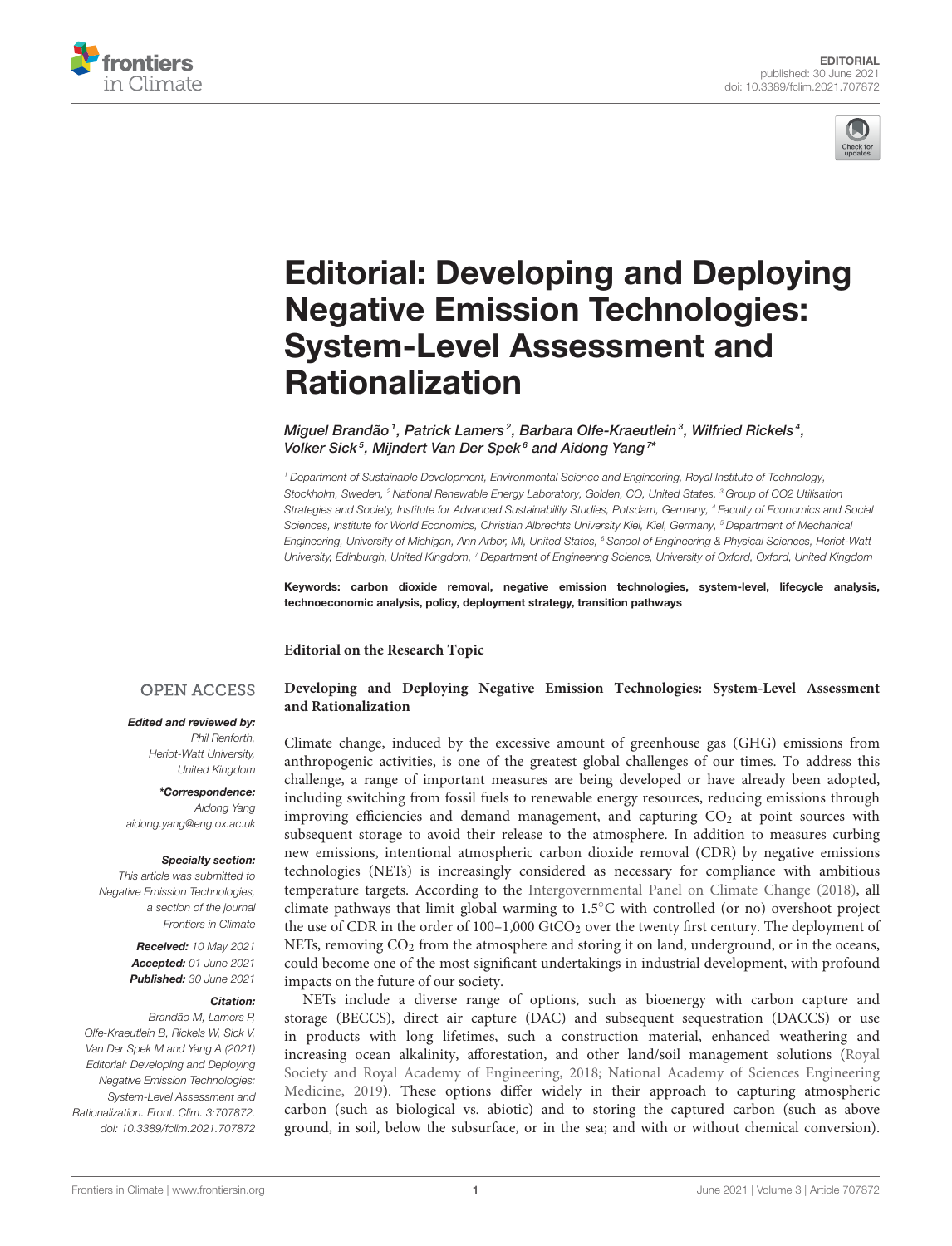EDITORIAL
published: 30 June 2021
doi: 10.3389/fclim.2021.707872

# Editorial: Developing and Deploying Negative Emission Technologies: System-Level Assessment and Rationalization

*Miguel Brandão[1], Patrick Lamers[2], Barbara Olfe-Kraeutlein[3], Wilfried Rickels[4], Volker Sick[5], Mijndert Van Der Spek[6] and Aidong Yang[7]**

[1] Department of Sustainable Development, Environmental Science and Engineering, Royal Institute of Technology, Stockholm, Sweden, [2] National Renewable Energy Laboratory, Golden, CO, United States, [3] Group of CO2 Utilisation Strategies and Society, Institute for Advanced Sustainability Studies, Potsdam, Germany, [4] Faculty of Economics and Social Sciences, Institute for World Economics, Christian Albrechts University Kiel, Kiel, Germany, [5] Department of Mechanical Engineering, University of Michigan, Ann Arbor, MI, United States, [6] School of Engineering & Physical Sciences, Heriot-Watt University, Edinburgh, United Kingdom, [7] Department of Engineering Science, University of Oxford, Oxford, United Kingdom

**Keywords:** carbon dioxide removal, negative emission technologies, system-level, lifecycle analysis, technoeconomic analysis, policy, deployment strategy, transition pathways

OPEN ACCESS

***Edited and reviewed by:***
*Phil Renforth, Heriot-Watt University, United Kingdom*

***Correspondence:***
*Aidong Yang*
*aidong.yang@eng.ox.ac.uk*

***Specialty section:***
*This article was submitted to Negative Emission Technologies, a section of the journal Frontiers in Climate*

***Received:*** *10 May 2021*
***Accepted:*** *01 June 2021*
***Published:*** *30 June 2021*

***Citation:***
*Brandão M, Lamers P, Olfe-Kraeutlein B, Rickels W, Sick V, Van Der Spek M and Yang A (2021) Editorial: Developing and Deploying Negative Emission Technologies: System-Level Assessment and Rationalization. Front. Clim. 3:707872. doi: 10.3389/fclim.2021.707872*

**Editorial on the Research Topic**

**Developing and Deploying Negative Emission Technologies: System-Level Assessment and Rationalization**

Climate change, induced by the excessive amount of greenhouse gas (GHG) emissions from anthropogenic activities, is one of the greatest global challenges of our times. To address this challenge, a range of important measures are being developed or have already been adopted, including switching from fossil fuels to renewable energy resources, reducing emissions through improving efficiencies and demand management, and capturing $CO_2$ at point sources with subsequent storage to avoid their release to the atmosphere. In addition to measures curbing new emissions, intentional atmospheric carbon dioxide removal (CDR) by negative emissions technologies (NETs) is increasingly considered as necessary for compliance with ambitious temperature targets. According to the Intergovernmental Panel on Climate Change (2018), all climate pathways that limit global warming to 1.5°C with controlled (or no) overshoot project the use of CDR in the order of 100–1,000 $GtCO_2$ over the twenty first century. The deployment of NETs, removing $CO_2$ from the atmosphere and storing it on land, underground, or in the oceans, could become one of the most significant undertakings in industrial development, with profound impacts on the future of our society.

NETs include a diverse range of options, such as bioenergy with carbon capture and storage (BECCS), direct air capture (DAC) and subsequent sequestration (DACCS) or use in products with long lifetimes, such a construction material, enhanced weathering and increasing ocean alkalinity, afforestation, and other land/soil management solutions (Royal Society and Royal Academy of Engineering, 2018; National Academy of Sciences Engineering Medicine, 2019). These options differ widely in their approach to capturing atmospheric carbon (such as biological vs. abiotic) and to storing the captured carbon (such as above ground, in soil, below the subsurface, or in the sea; and with or without chemical conversion).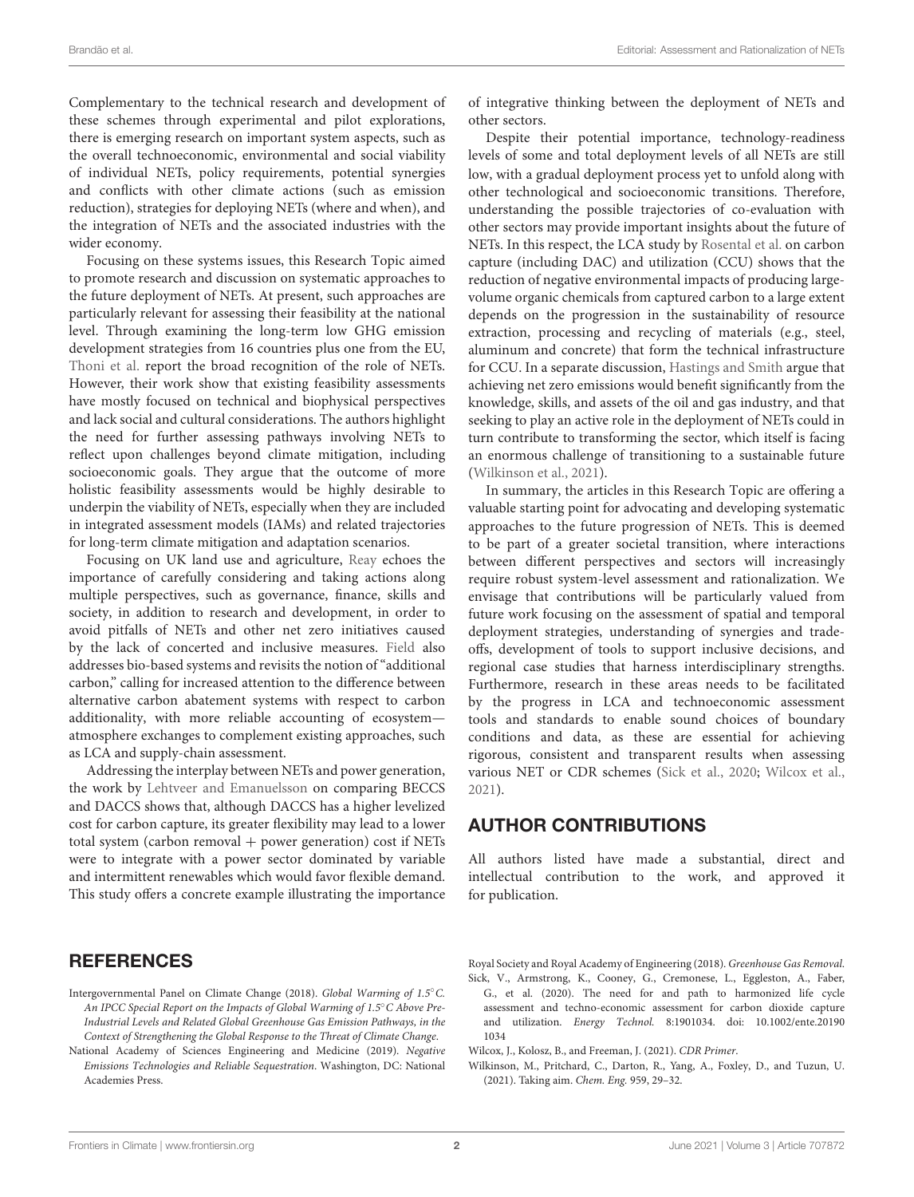Complementary to the technical research and development of these schemes through experimental and pilot explorations, there is emerging research on important system aspects, such as the overall technoeconomic, environmental and social viability of individual NETs, policy requirements, potential synergies and conflicts with other climate actions (such as emission reduction), strategies for deploying NETs (where and when), and the integration of NETs and the associated industries with the wider economy.

Focusing on these systems issues, this Research Topic aimed to promote research and discussion on systematic approaches to the future deployment of NETs. At present, such approaches are particularly relevant for assessing their feasibility at the national level. Through examining the long-term low GHG emission development strategies from 16 countries plus one from the EU, Thoni et al. report the broad recognition of the role of NETs. However, their work show that existing feasibility assessments have mostly focused on technical and biophysical perspectives and lack social and cultural considerations. The authors highlight the need for further assessing pathways involving NETs to reflect upon challenges beyond climate mitigation, including socioeconomic goals. They argue that the outcome of more holistic feasibility assessments would be highly desirable to underpin the viability of NETs, especially when they are included in integrated assessment models (IAMs) and related trajectories for long-term climate mitigation and adaptation scenarios.

Focusing on UK land use and agriculture, Reay echoes the importance of carefully considering and taking actions along multiple perspectives, such as governance, finance, skills and society, in addition to research and development, in order to avoid pitfalls of NETs and other net zero initiatives caused by the lack of concerted and inclusive measures. Field also addresses bio-based systems and revisits the notion of "additional carbon," calling for increased attention to the difference between alternative carbon abatement systems with respect to carbon additionality, with more reliable accounting of ecosystem—atmosphere exchanges to complement existing approaches, such as LCA and supply-chain assessment.

Addressing the interplay between NETs and power generation, the work by Lehtveer and Emanuelsson on comparing BECCS and DACCS shows that, although DACCS has a higher levelized cost for carbon capture, its greater flexibility may lead to a lower total system (carbon removal + power generation) cost if NETs were to integrate with a power sector dominated by variable and intermittent renewables which would favor flexible demand. This study offers a concrete example illustrating the importance of integrative thinking between the deployment of NETs and other sectors.

Despite their potential importance, technology-readiness levels of some and total deployment levels of all NETs are still low, with a gradual deployment process yet to unfold along with other technological and socioeconomic transitions. Therefore, understanding the possible trajectories of co-evaluation with other sectors may provide important insights about the future of NETs. In this respect, the LCA study by Rosental et al. on carbon capture (including DAC) and utilization (CCU) shows that the reduction of negative environmental impacts of producing large-volume organic chemicals from captured carbon to a large extent depends on the progression in the sustainability of resource extraction, processing and recycling of materials (e.g., steel, aluminum and concrete) that form the technical infrastructure for CCU. In a separate discussion, Hastings and Smith argue that achieving net zero emissions would benefit significantly from the knowledge, skills, and assets of the oil and gas industry, and that seeking to play an active role in the deployment of NETs could in turn contribute to transforming the sector, which itself is facing an enormous challenge of transitioning to a sustainable future (Wilkinson et al., 2021).

In summary, the articles in this Research Topic are offering a valuable starting point for advocating and developing systematic approaches to the future progression of NETs. This is deemed to be part of a greater societal transition, where interactions between different perspectives and sectors will increasingly require robust system-level assessment and rationalization. We envisage that contributions will be particularly valued from future work focusing on the assessment of spatial and temporal deployment strategies, understanding of synergies and trade-offs, development of tools to support inclusive decisions, and regional case studies that harness interdisciplinary strengths. Furthermore, research in these areas needs to be facilitated by the progress in LCA and technoeconomic assessment tools and standards to enable sound choices of boundary conditions and data, as these are essential for achieving rigorous, consistent and transparent results when assessing various NET or CDR schemes (Sick et al., 2020; Wilcox et al., 2021).

## AUTHOR CONTRIBUTIONS

All authors listed have made a substantial, direct and intellectual contribution to the work, and approved it for publication.

## REFERENCES

Intergovernmental Panel on Climate Change (2018). *Global Warming of 1.5°C. An IPCC Special Report on the Impacts of Global Warming of 1.5°C Above Pre-Industrial Levels and Related Global Greenhouse Gas Emission Pathways, in the Context of Strengthening the Global Response to the Threat of Climate Change*.

National Academy of Sciences Engineering and Medicine (2019). *Negative Emissions Technologies and Reliable Sequestration*. Washington, DC: National Academies Press.

Royal Society and Royal Academy of Engineering (2018). *Greenhouse Gas Removal*.

Sick, V., Armstrong, K., Cooney, G., Cremonese, L., Eggleston, A., Faber, G., et al. (2020). The need for and path to harmonized life cycle assessment and techno-economic assessment for carbon dioxide capture and utilization. *Energy Technol.* 8:1901034. doi: 10.1002/ente.201901034

Wilcox, J., Kolosz, B., and Freeman, J. (2021). *CDR Primer*.

Wilkinson, M., Pritchard, C., Darton, R., Yang, A., Foxley, D., and Tuzun, U. (2021). Taking aim. *Chem. Eng.* 959, 29–32.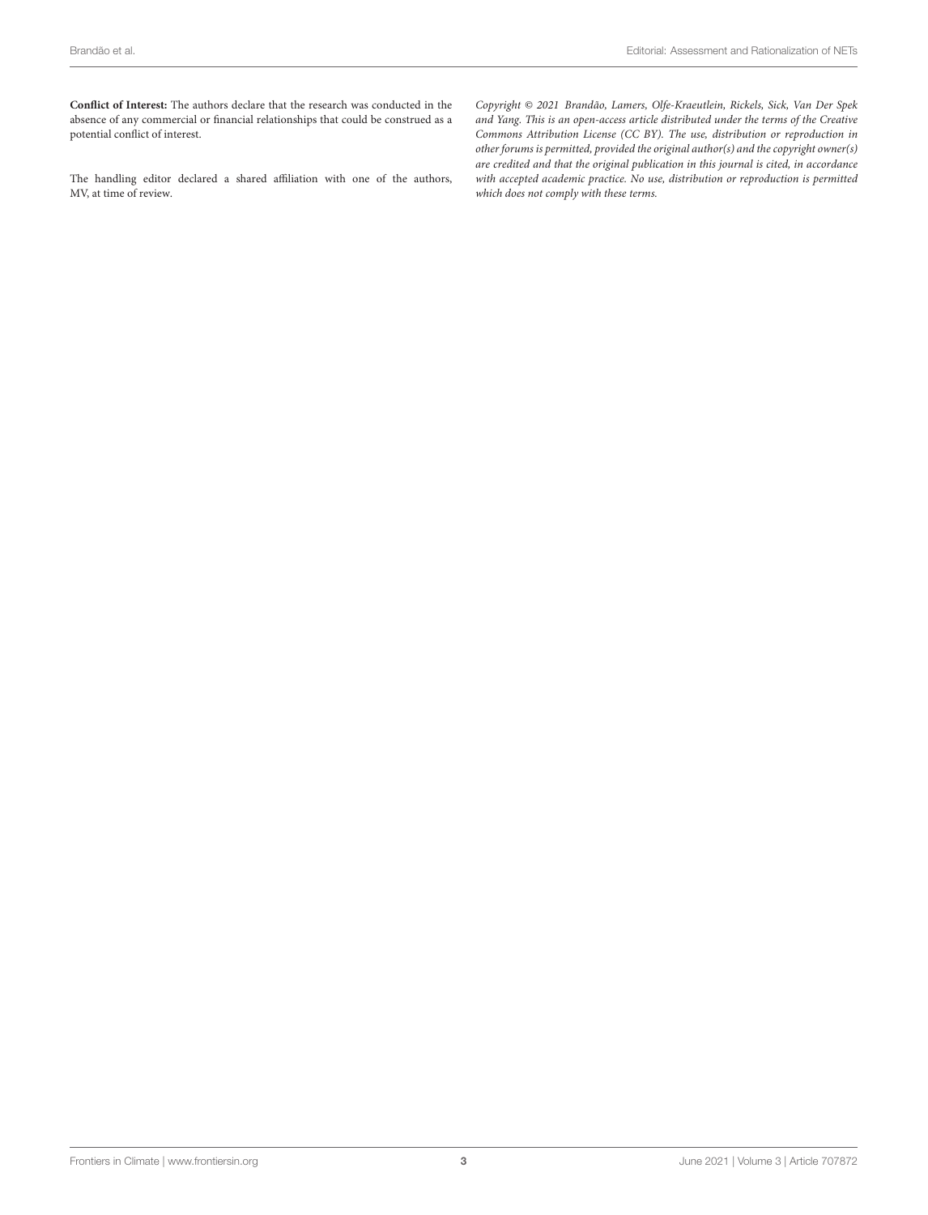**Conflict of Interest:** The authors declare that the research was conducted in the absence of any commercial or financial relationships that could be construed as a potential conflict of interest.

The handling editor declared a shared affiliation with one of the authors, MV, at time of review.

*Copyright © 2021 Brandão, Lamers, Olfe-Kraeutlein, Rickels, Sick, Van Der Spek and Yang. This is an open-access article distributed under the terms of the Creative Commons Attribution License (CC BY). The use, distribution or reproduction in other forums is permitted, provided the original author(s) and the copyright owner(s) are credited and that the original publication in this journal is cited, in accordance with accepted academic practice. No use, distribution or reproduction is permitted which does not comply with these terms.*